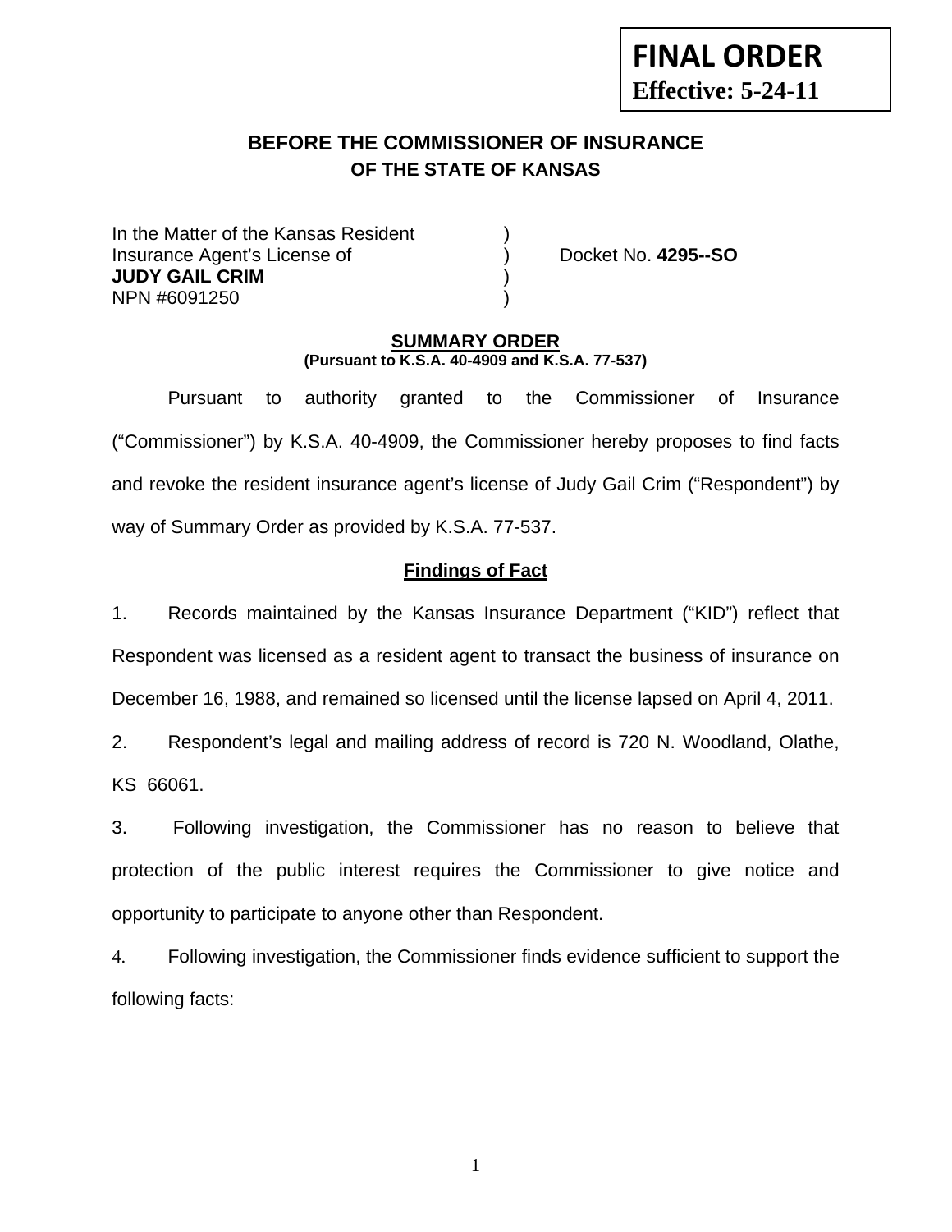**FINAL ORDER**
**Effective: 5-24-11**

## BEFORE THE COMMISSIONER OF INSURANCE
### OF THE STATE OF KANSAS

In the Matter of the Kansas Resident )
Insurance Agent's License of ) Docket No. **4295--SO**
**JUDY GAIL CRIM** )
NPN #6091250 )

**SUMMARY ORDER**
**(Pursuant to K.S.A. 40-4909 and K.S.A. 77-537)**

Pursuant to authority granted to the Commissioner of Insurance ("Commissioner") by K.S.A. 40-4909, the Commissioner hereby proposes to find facts and revoke the resident insurance agent's license of Judy Gail Crim ("Respondent") by way of Summary Order as provided by K.S.A. 77-537.

**Findings of Fact**

1. Records maintained by the Kansas Insurance Department ("KID") reflect that Respondent was licensed as a resident agent to transact the business of insurance on December 16, 1988, and remained so licensed until the license lapsed on April 4, 2011.

2. Respondent's legal and mailing address of record is 720 N. Woodland, Olathe, KS 66061.

3. Following investigation, the Commissioner has no reason to believe that protection of the public interest requires the Commissioner to give notice and opportunity to participate to anyone other than Respondent.

4. Following investigation, the Commissioner finds evidence sufficient to support the following facts: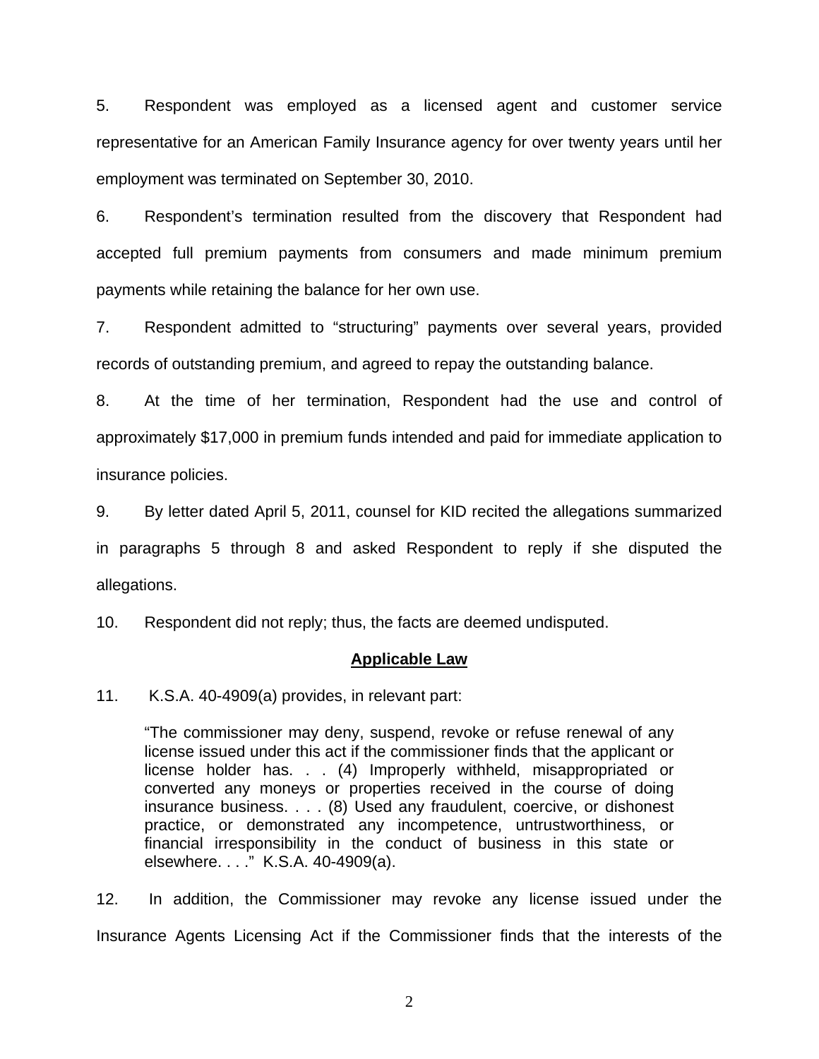5. Respondent was employed as a licensed agent and customer service representative for an American Family Insurance agency for over twenty years until her employment was terminated on September 30, 2010.

6. Respondent's termination resulted from the discovery that Respondent had accepted full premium payments from consumers and made minimum premium payments while retaining the balance for her own use.

7. Respondent admitted to "structuring" payments over several years, provided records of outstanding premium, and agreed to repay the outstanding balance.

8. At the time of her termination, Respondent had the use and control of approximately $17,000 in premium funds intended and paid for immediate application to insurance policies.

9. By letter dated April 5, 2011, counsel for KID recited the allegations summarized in paragraphs 5 through 8 and asked Respondent to reply if she disputed the allegations.

10. Respondent did not reply; thus, the facts are deemed undisputed.

## Applicable Law

11. K.S.A. 40-4909(a) provides, in relevant part:

> "The commissioner may deny, suspend, revoke or refuse renewal of any license issued under this act if the commissioner finds that the applicant or license holder has. . . (4) Improperly withheld, misappropriated or converted any moneys or properties received in the course of doing insurance business. . . . (8) Used any fraudulent, coercive, or dishonest practice, or demonstrated any incompetence, untrustworthiness, or financial irresponsibility in the conduct of business in this state or elsewhere. . . ." K.S.A. 40-4909(a).

12. In addition, the Commissioner may revoke any license issued under the Insurance Agents Licensing Act if the Commissioner finds that the interests of the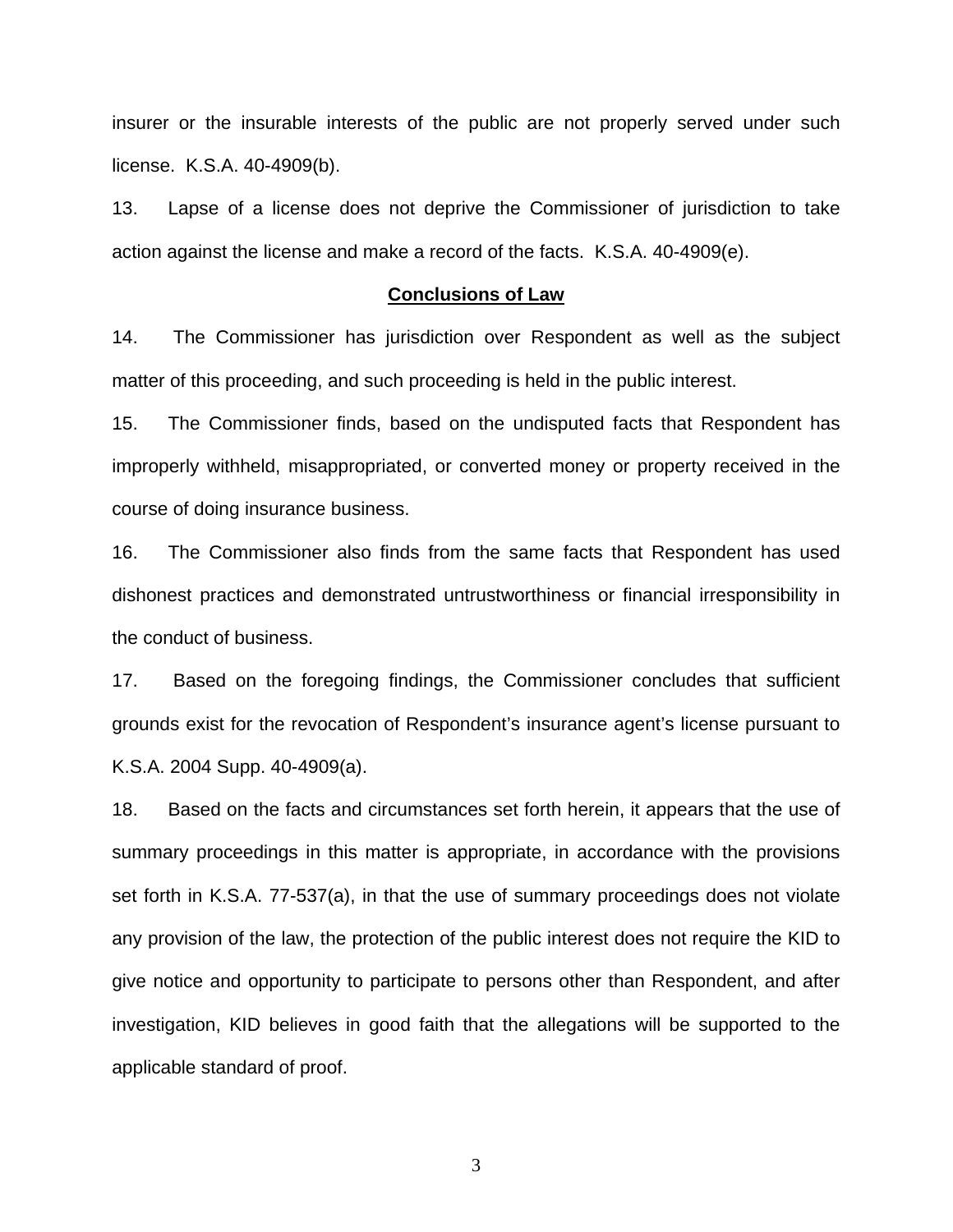insurer or the insurable interests of the public are not properly served under such license. K.S.A. 40-4909(b).

13. Lapse of a license does not deprive the Commissioner of jurisdiction to take action against the license and make a record of the facts. K.S.A. 40-4909(e).

## **Conclusions of Law**

14. The Commissioner has jurisdiction over Respondent as well as the subject matter of this proceeding, and such proceeding is held in the public interest.

15. The Commissioner finds, based on the undisputed facts that Respondent has improperly withheld, misappropriated, or converted money or property received in the course of doing insurance business.

16. The Commissioner also finds from the same facts that Respondent has used dishonest practices and demonstrated untrustworthiness or financial irresponsibility in the conduct of business.

17. Based on the foregoing findings, the Commissioner concludes that sufficient grounds exist for the revocation of Respondent's insurance agent's license pursuant to K.S.A. 2004 Supp. 40-4909(a).

18. Based on the facts and circumstances set forth herein, it appears that the use of summary proceedings in this matter is appropriate, in accordance with the provisions set forth in K.S.A. 77-537(a), in that the use of summary proceedings does not violate any provision of the law, the protection of the public interest does not require the KID to give notice and opportunity to participate to persons other than Respondent, and after investigation, KID believes in good faith that the allegations will be supported to the applicable standard of proof.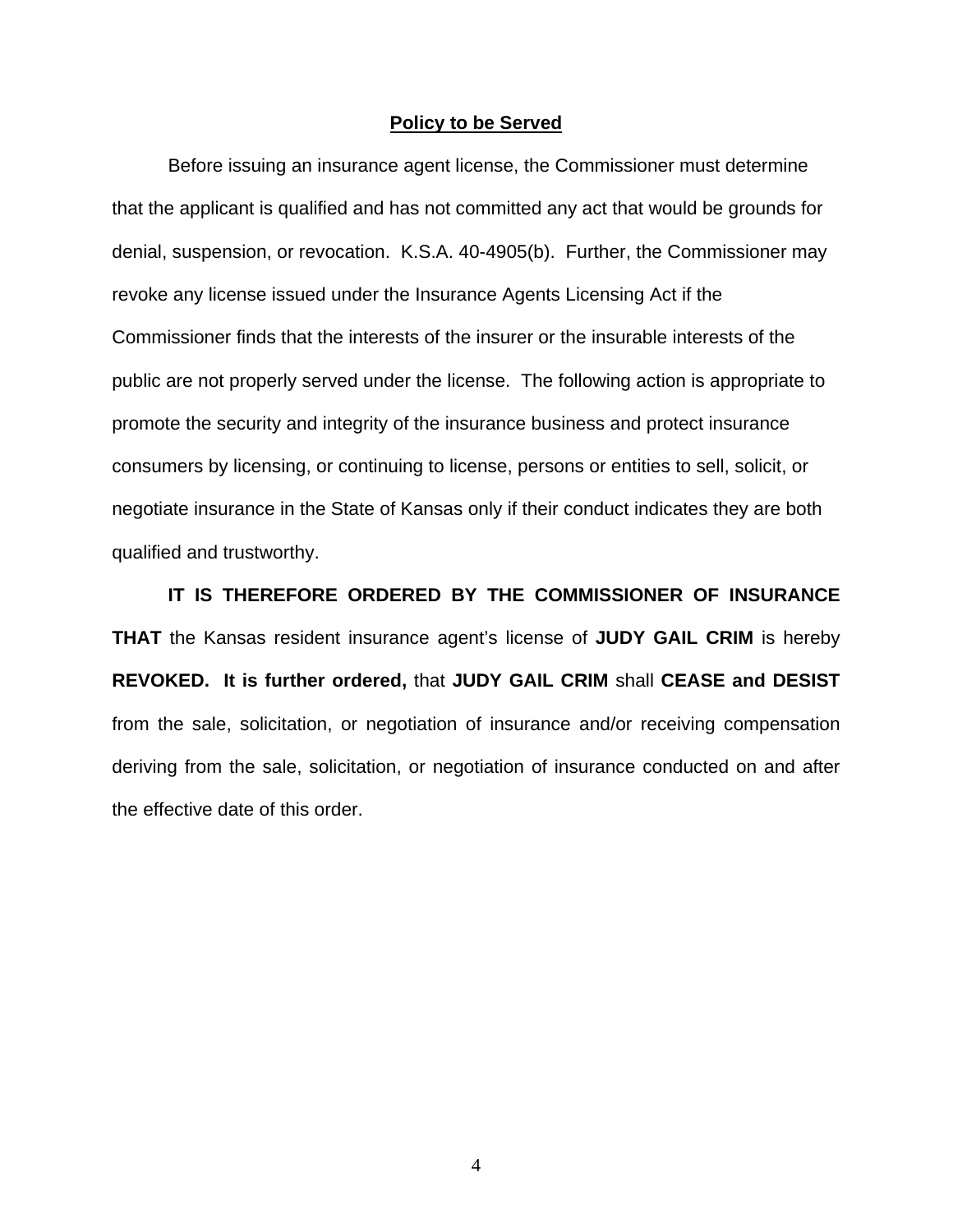**Policy to be Served**

Before issuing an insurance agent license, the Commissioner must determine that the applicant is qualified and has not committed any act that would be grounds for denial, suspension, or revocation. K.S.A. 40-4905(b). Further, the Commissioner may revoke any license issued under the Insurance Agents Licensing Act if the Commissioner finds that the interests of the insurer or the insurable interests of the public are not properly served under the license. The following action is appropriate to promote the security and integrity of the insurance business and protect insurance consumers by licensing, or continuing to license, persons or entities to sell, solicit, or negotiate insurance in the State of Kansas only if their conduct indicates they are both qualified and trustworthy.

**IT IS THEREFORE ORDERED BY THE COMMISSIONER OF INSURANCE THAT** the Kansas resident insurance agent's license of **JUDY GAIL CRIM** is hereby **REVOKED. It is further ordered,** that **JUDY GAIL CRIM** shall **CEASE and DESIST** from the sale, solicitation, or negotiation of insurance and/or receiving compensation deriving from the sale, solicitation, or negotiation of insurance conducted on and after the effective date of this order.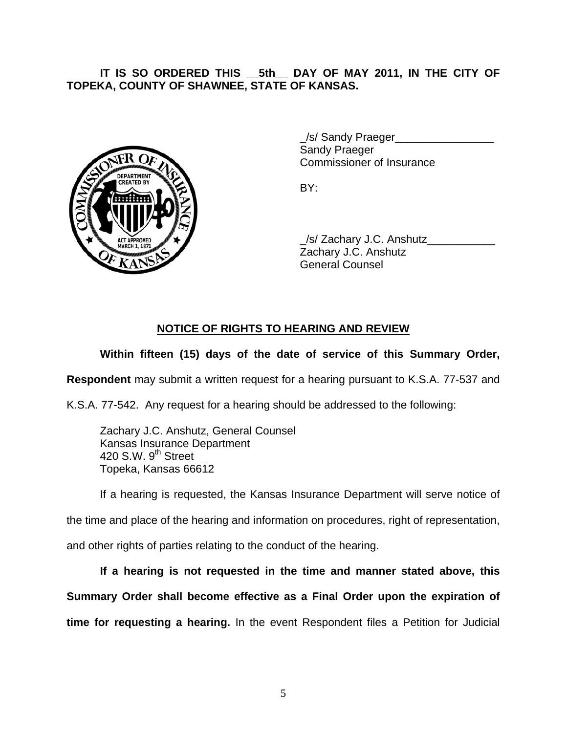**IT IS SO ORDERED THIS __5th__ DAY OF MAY 2011, IN THE CITY OF TOPEKA, COUNTY OF SHAWNEE, STATE OF KANSAS.**

_/s/ Sandy Praeger________________
Sandy Praeger
Commissioner of Insurance

BY:

_/s/ Zachary J.C. Anshutz___________
Zachary J.C. Anshutz
General Counsel

## NOTICE OF RIGHTS TO HEARING AND REVIEW

**Within fifteen (15) days of the date of service of this Summary Order, Respondent** may submit a written request for a hearing pursuant to K.S.A. 77-537 and K.S.A. 77-542. Any request for a hearing should be addressed to the following:

Zachary J.C. Anshutz, General Counsel
Kansas Insurance Department
420 S.W. 9th Street
Topeka, Kansas 66612

If a hearing is requested, the Kansas Insurance Department will serve notice of the time and place of the hearing and information on procedures, right of representation, and other rights of parties relating to the conduct of the hearing.

**If a hearing is not requested in the time and manner stated above, this Summary Order shall become effective as a Final Order upon the expiration of time for requesting a hearing.** In the event Respondent files a Petition for Judicial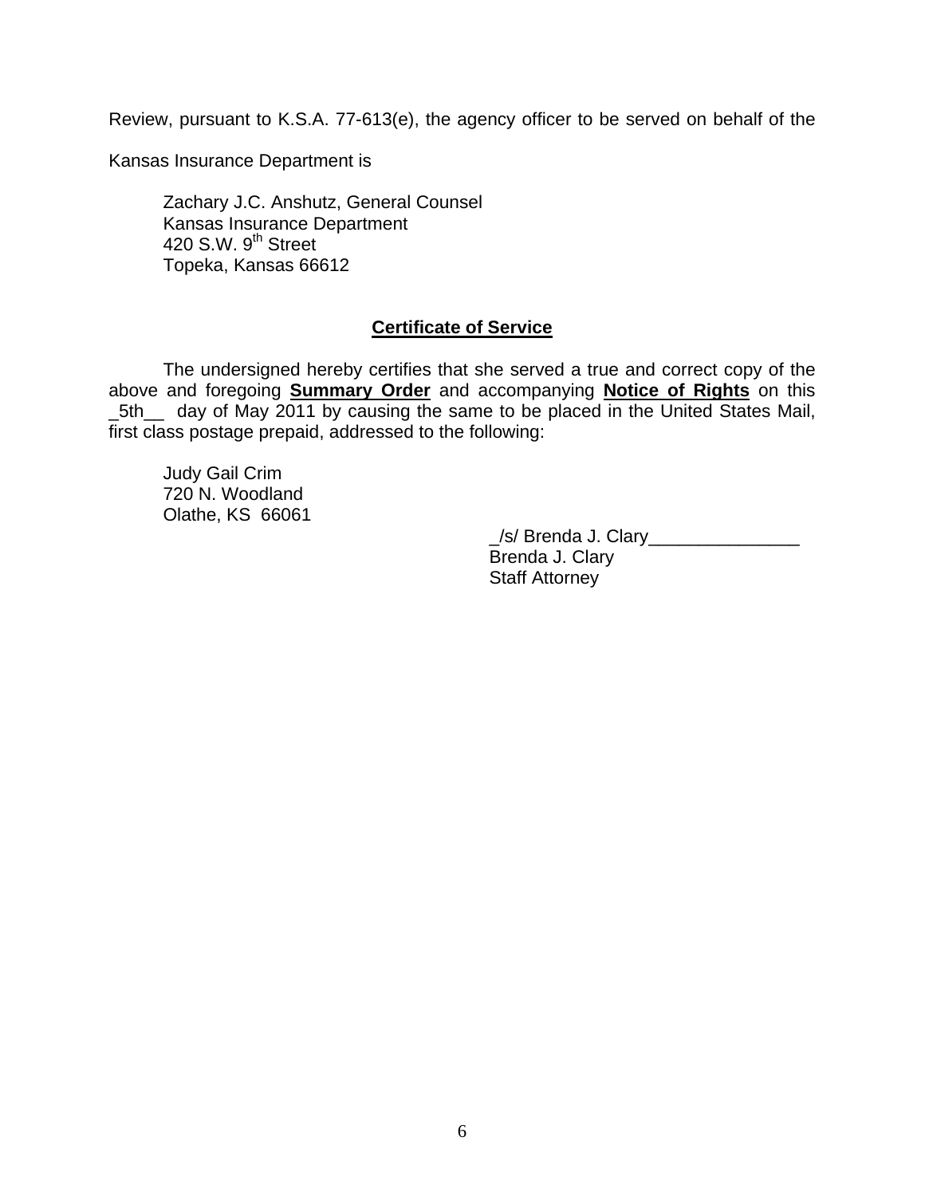Review, pursuant to K.S.A. 77-613(e), the agency officer to be served on behalf of the Kansas Insurance Department is

Zachary J.C. Anshutz, General Counsel
Kansas Insurance Department
420 S.W. 9th Street
Topeka, Kansas 66612

**Certificate of Service**

The undersigned hereby certifies that she served a true and correct copy of the above and foregoing **Summary Order** and accompanying **Notice of Rights** on this _5th__ day of May 2011 by causing the same to be placed in the United States Mail, first class postage prepaid, addressed to the following:

Judy Gail Crim
720 N. Woodland
Olathe, KS 66061

_/s/ Brenda J. Clary_______________
Brenda J. Clary
Staff Attorney